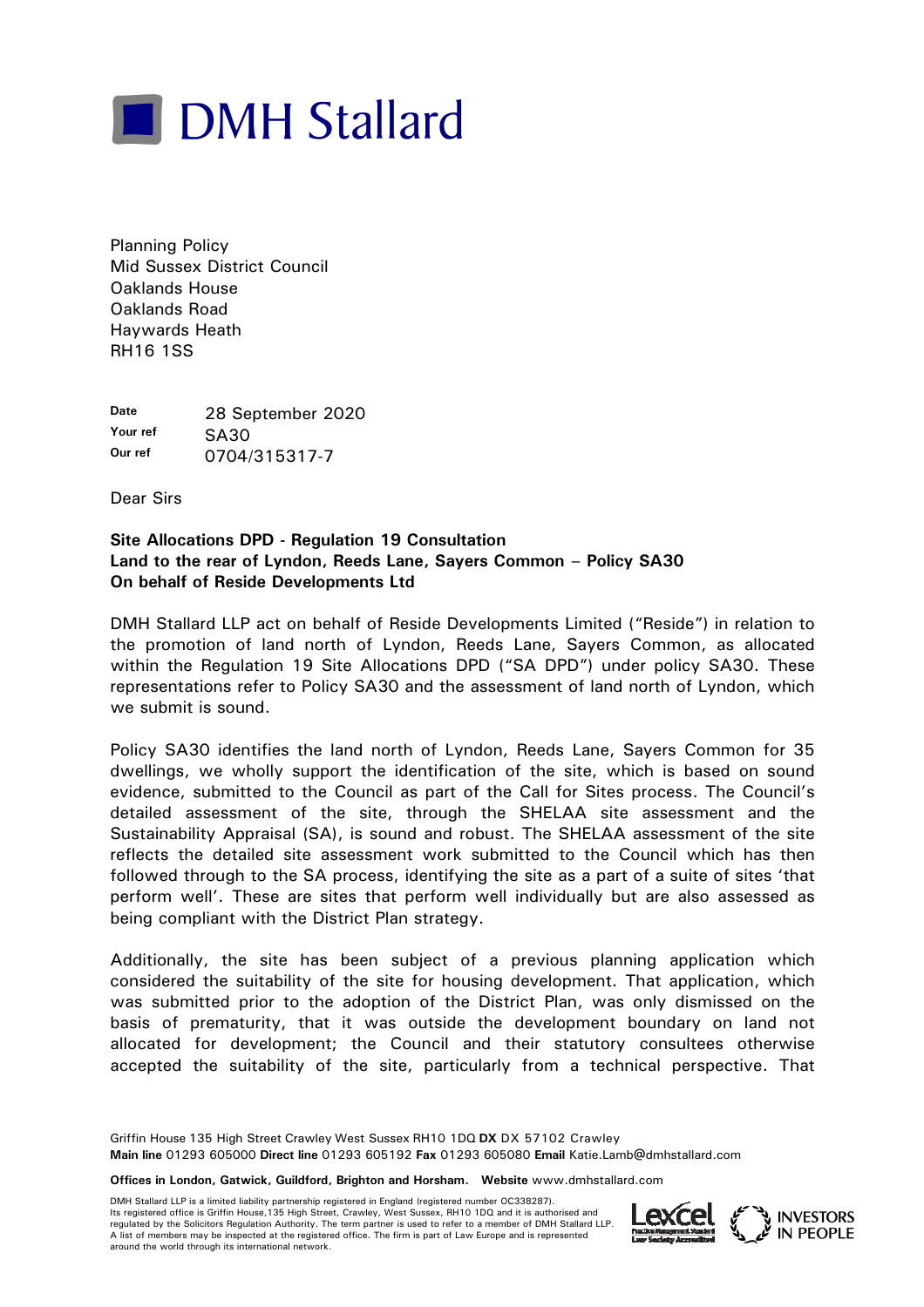# DMH Stallard

Planning Policy
Mid Sussex District Council
Oaklands House
Oaklands Road
Haywards Heath
RH16 1SS

| | |
|---|---|
| **Date** | 28 September 2020 |
| **Your ref** | SA30 |
| **Our ref** | 0704/315317-7 |

Dear Sirs

**Site Allocations DPD - Regulation 19 Consultation**
**Land to the rear of Lyndon, Reeds Lane, Sayers Common – Policy SA30**
**On behalf of Reside Developments Ltd**

DMH Stallard LLP act on behalf of Reside Developments Limited ("Reside") in relation to the promotion of land north of Lyndon, Reeds Lane, Sayers Common, as allocated within the Regulation 19 Site Allocations DPD ("SA DPD") under policy SA30. These representations refer to Policy SA30 and the assessment of land north of Lyndon, which we submit is sound.

Policy SA30 identifies the land north of Lyndon, Reeds Lane, Sayers Common for 35 dwellings, we wholly support the identification of the site, which is based on sound evidence, submitted to the Council as part of the Call for Sites process. The Council's detailed assessment of the site, through the SHELAA site assessment and the Sustainability Appraisal (SA), is sound and robust. The SHELAA assessment of the site reflects the detailed site assessment work submitted to the Council which has then followed through to the SA process, identifying the site as a part of a suite of sites 'that perform well'. These are sites that perform well individually but are also assessed as being compliant with the District Plan strategy.

Additionally, the site has been subject of a previous planning application which considered the suitability of the site for housing development. That application, which was submitted prior to the adoption of the District Plan, was only dismissed on the basis of prematurity, that it was outside the development boundary on land not allocated for development; the Council and their statutory consultees otherwise accepted the suitability of the site, particularly from a technical perspective. That

Griffin House 135 High Street Crawley West Sussex RH10 1DQ **DX** DX 57102 Crawley
**Main line** 01293 605000 **Direct line** 01293 605192 **Fax** 01293 605080 **Email** Katie.Lamb@dmhstallard.com

**Offices in London, Gatwick, Guildford, Brighton and Horsham.** **Website** www.dmhstallard.com

DMH Stallard LLP is a limited liability partnership registered in England (registered number OC338287). Its registered office is Griffin House,135 High Street, Crawley, West Sussex, RH10 1DQ and it is authorised and regulated by the Solicitors Regulation Authority. The term partner is used to refer to a member of DMH Stallard LLP. A list of members may be inspected at the registered office. The firm is part of Law Europe and is represented around the world through its international network.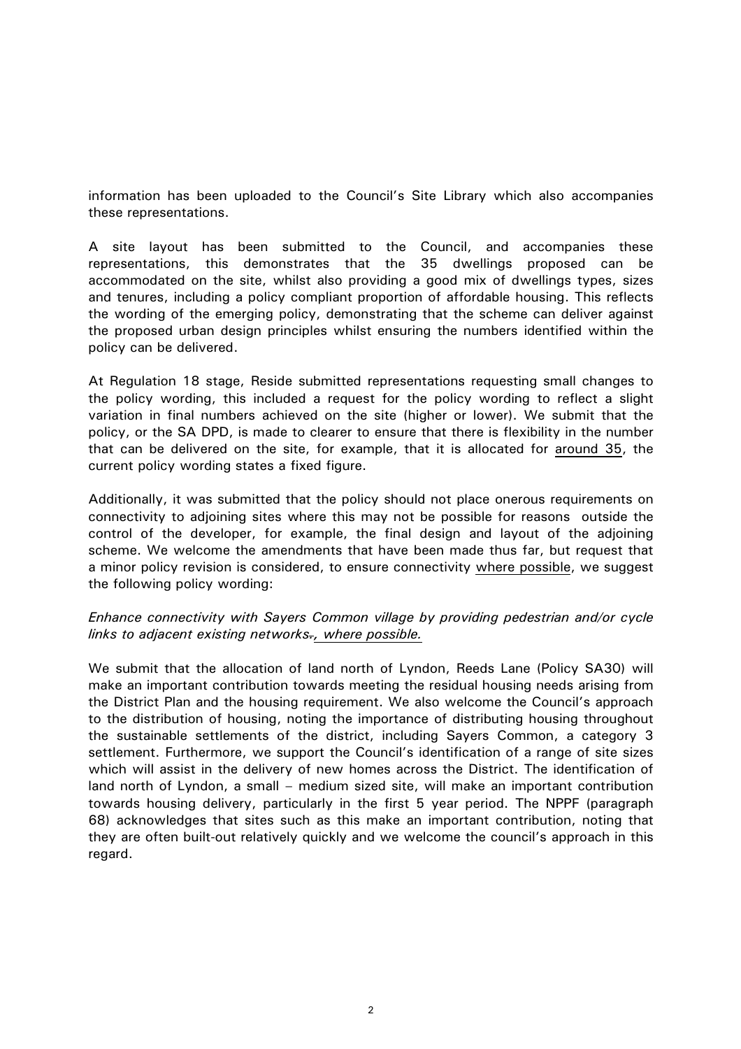information has been uploaded to the Council's Site Library which also accompanies these representations.

A site layout has been submitted to the Council, and accompanies these representations, this demonstrates that the 35 dwellings proposed can be accommodated on the site, whilst also providing a good mix of dwellings types, sizes and tenures, including a policy compliant proportion of affordable housing. This reflects the wording of the emerging policy, demonstrating that the scheme can deliver against the proposed urban design principles whilst ensuring the numbers identified within the policy can be delivered.

At Regulation 18 stage, Reside submitted representations requesting small changes to the policy wording, this included a request for the policy wording to reflect a slight variation in final numbers achieved on the site (higher or lower). We submit that the policy, or the SA DPD, is made to clearer to ensure that there is flexibility in the number that can be delivered on the site, for example, that it is allocated for <u>around 35</u>, the current policy wording states a fixed figure.

Additionally, it was submitted that the policy should not place onerous requirements on connectivity to adjoining sites where this may not be possible for reasons outside the control of the developer, for example, the final design and layout of the adjoining scheme. We welcome the amendments that have been made thus far, but request that a minor policy revision is considered, to ensure connectivity <u>where possible</u>, we suggest the following policy wording:

*Enhance connectivity with Sayers Common village by providing pedestrian and/or cycle links to adjacent existing networks~~.~~<u>, where possible.</u>*

We submit that the allocation of land north of Lyndon, Reeds Lane (Policy SA30) will make an important contribution towards meeting the residual housing needs arising from the District Plan and the housing requirement. We also welcome the Council's approach to the distribution of housing, noting the importance of distributing housing throughout the sustainable settlements of the district, including Sayers Common, a category 3 settlement. Furthermore, we support the Council's identification of a range of site sizes which will assist in the delivery of new homes across the District. The identification of land north of Lyndon, a small – medium sized site, will make an important contribution towards housing delivery, particularly in the first 5 year period. The NPPF (paragraph 68) acknowledges that sites such as this make an important contribution, noting that they are often built-out relatively quickly and we welcome the council's approach in this regard.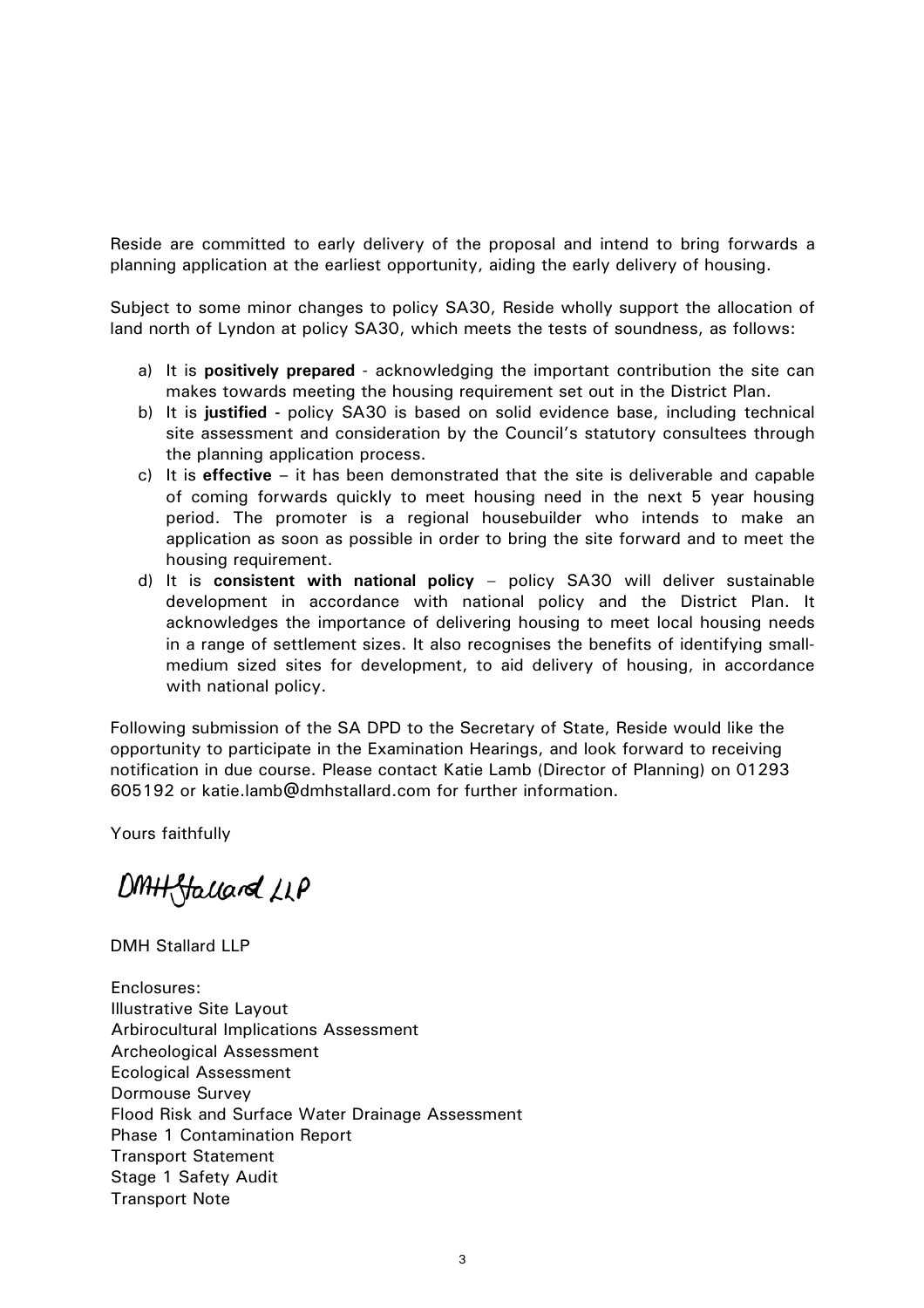Reside are committed to early delivery of the proposal and intend to bring forwards a planning application at the earliest opportunity, aiding the early delivery of housing.

Subject to some minor changes to policy SA30, Reside wholly support the allocation of land north of Lyndon at policy SA30, which meets the tests of soundness, as follows:

a) It is **positively prepared** - acknowledging the important contribution the site can makes towards meeting the housing requirement set out in the District Plan.
b) It is **justified** - policy SA30 is based on solid evidence base, including technical site assessment and consideration by the Council's statutory consultees through the planning application process.
c) It is **effective** – it has been demonstrated that the site is deliverable and capable of coming forwards quickly to meet housing need in the next 5 year housing period. The promoter is a regional housebuilder who intends to make an application as soon as possible in order to bring the site forward and to meet the housing requirement.
d) It is **consistent with national policy** – policy SA30 will deliver sustainable development in accordance with national policy and the District Plan. It acknowledges the importance of delivering housing to meet local housing needs in a range of settlement sizes. It also recognises the benefits of identifying small-medium sized sites for development, to aid delivery of housing, in accordance with national policy.

Following submission of the SA DPD to the Secretary of State, Reside would like the opportunity to participate in the Examination Hearings, and look forward to receiving notification in due course. Please contact Katie Lamb (Director of Planning) on 01293 605192 or katie.lamb@dmhstallard.com for further information.

Yours faithfully

DMH Stallard LLP

DMH Stallard LLP

Enclosures:
Illustrative Site Layout
Arbirocultural Implications Assessment
Archeological Assessment
Ecological Assessment
Dormouse Survey
Flood Risk and Surface Water Drainage Assessment
Phase 1 Contamination Report
Transport Statement
Stage 1 Safety Audit
Transport Note